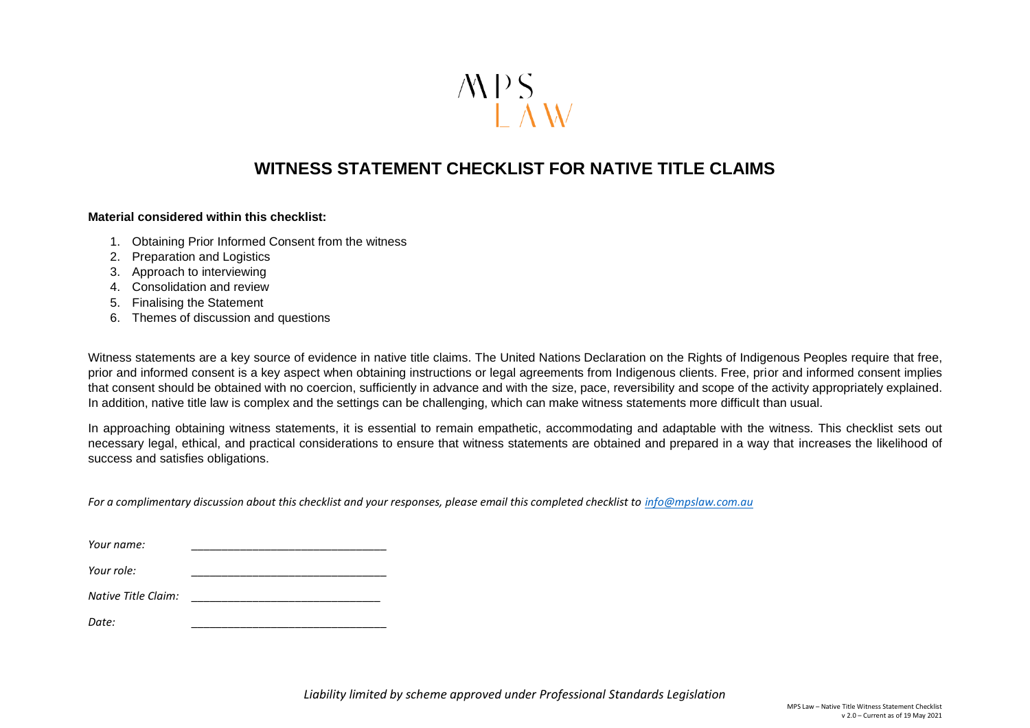MPS LAW

# WITNESS STATEMENT CHECKLIST FOR NATIVE TITLE CLAIMS

**Material considered within this checklist:**

1. Obtaining Prior Informed Consent from the witness
2. Preparation and Logistics
3. Approach to interviewing
4. Consolidation and review
5. Finalising the Statement
6. Themes of discussion and questions

Witness statements are a key source of evidence in native title claims. The United Nations Declaration on the Rights of Indigenous Peoples require that free, prior and informed consent is a key aspect when obtaining instructions or legal agreements from Indigenous clients. Free, prior and informed consent implies that consent should be obtained with no coercion, sufficiently in advance and with the size, pace, reversibility and scope of the activity appropriately explained. In addition, native title law is complex and the settings can be challenging, which can make witness statements more difficult than usual.

In approaching obtaining witness statements, it is essential to remain empathetic, accommodating and adaptable with the witness. This checklist sets out necessary legal, ethical, and practical considerations to ensure that witness statements are obtained and prepared in a way that increases the likelihood of success and satisfies obligations.

*For a complimentary discussion about this checklist and your responses, please email this completed checklist to info@mpslaw.com.au*

*Your name:* _______________________________

*Your role:* _______________________________

*Native Title Claim:* _______________________________

*Date:* _______________________________

*Liability limited by scheme approved under Professional Standards Legislation*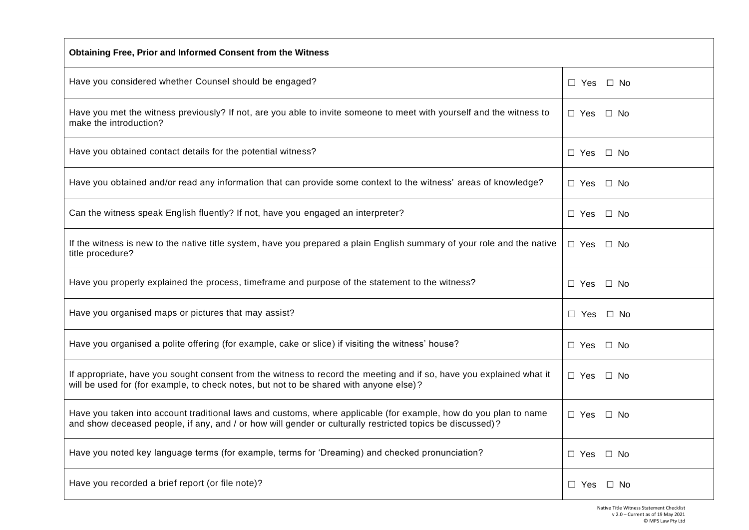| Obtaining Free, Prior and Informed Consent from the Witness | |
|---|---|
| Have you considered whether Counsel should be engaged? | ☐ Yes ☐ No |
| Have you met the witness previously? If not, are you able to invite someone to meet with yourself and the witness to make the introduction? | ☐ Yes ☐ No |
| Have you obtained contact details for the potential witness? | ☐ Yes ☐ No |
| Have you obtained and/or read any information that can provide some context to the witness' areas of knowledge? | ☐ Yes ☐ No |
| Can the witness speak English fluently? If not, have you engaged an interpreter? | ☐ Yes ☐ No |
| If the witness is new to the native title system, have you prepared a plain English summary of your role and the native title procedure? | ☐ Yes ☐ No |
| Have you properly explained the process, timeframe and purpose of the statement to the witness? | ☐ Yes ☐ No |
| Have you organised maps or pictures that may assist? | ☐ Yes ☐ No |
| Have you organised a polite offering (for example, cake or slice) if visiting the witness' house? | ☐ Yes ☐ No |
| If appropriate, have you sought consent from the witness to record the meeting and if so, have you explained what it will be used for (for example, to check notes, but not to be shared with anyone else)? | ☐ Yes ☐ No |
| Have you taken into account traditional laws and customs, where applicable (for example, how do you plan to name and show deceased people, if any, and / or how will gender or culturally restricted topics be discussed)? | ☐ Yes ☐ No |
| Have you noted key language terms (for example, terms for 'Dreaming) and checked pronunciation? | ☐ Yes ☐ No |
| Have you recorded a brief report (or file note)? | ☐ Yes ☐ No |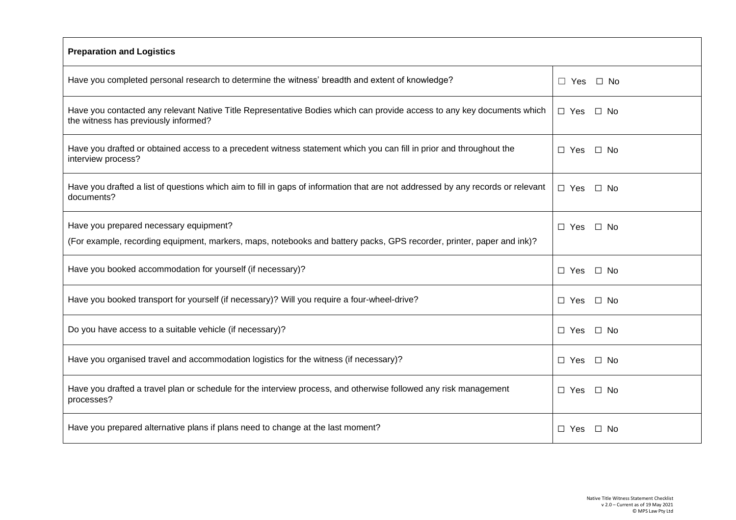| Preparation and Logistics | |
| --- | --- |
| Have you completed personal research to determine the witness' breadth and extent of knowledge? | ☐ Yes ☐ No |
| Have you contacted any relevant Native Title Representative Bodies which can provide access to any key documents which the witness has previously informed? | ☐ Yes ☐ No |
| Have you drafted or obtained access to a precedent witness statement which you can fill in prior and throughout the interview process? | ☐ Yes ☐ No |
| Have you drafted a list of questions which aim to fill in gaps of information that are not addressed by any records or relevant documents? | ☐ Yes ☐ No |
| Have you prepared necessary equipment?<br>(For example, recording equipment, markers, maps, notebooks and battery packs, GPS recorder, printer, paper and ink)? | ☐ Yes ☐ No |
| Have you booked accommodation for yourself (if necessary)? | ☐ Yes ☐ No |
| Have you booked transport for yourself (if necessary)? Will you require a four-wheel-drive? | ☐ Yes ☐ No |
| Do you have access to a suitable vehicle (if necessary)? | ☐ Yes ☐ No |
| Have you organised travel and accommodation logistics for the witness (if necessary)? | ☐ Yes ☐ No |
| Have you drafted a travel plan or schedule for the interview process, and otherwise followed any risk management processes? | ☐ Yes ☐ No |
| Have you prepared alternative plans if plans need to change at the last moment? | ☐ Yes ☐ No |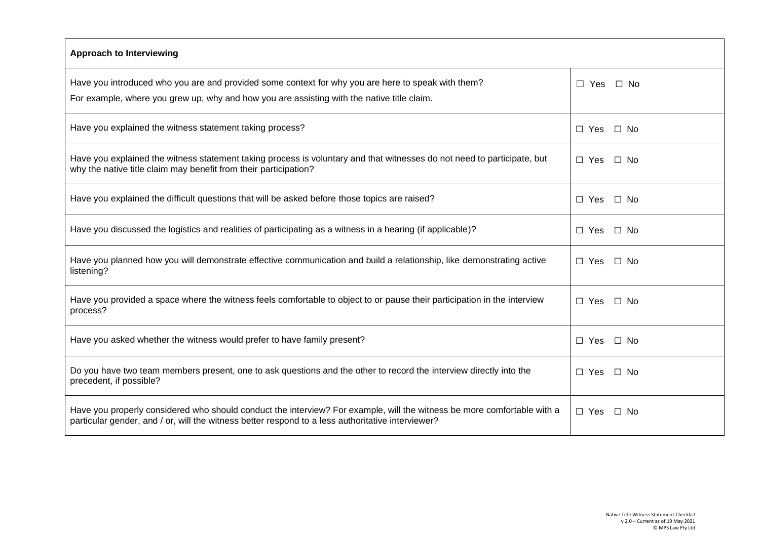| Approach to Interviewing | |
|---|---|
| Have you introduced who you are and provided some context for why you are here to speak with them?<br>For example, where you grew up, why and how you are assisting with the native title claim. | ☐ Yes ☐ No |
| Have you explained the witness statement taking process? | ☐ Yes ☐ No |
| Have you explained the witness statement taking process is voluntary and that witnesses do not need to participate, but why the native title claim may benefit from their participation? | ☐ Yes ☐ No |
| Have you explained the difficult questions that will be asked before those topics are raised? | ☐ Yes ☐ No |
| Have you discussed the logistics and realities of participating as a witness in a hearing (if applicable)? | ☐ Yes ☐ No |
| Have you planned how you will demonstrate effective communication and build a relationship, like demonstrating active listening? | ☐ Yes ☐ No |
| Have you provided a space where the witness feels comfortable to object to or pause their participation in the interview process? | ☐ Yes ☐ No |
| Have you asked whether the witness would prefer to have family present? | ☐ Yes ☐ No |
| Do you have two team members present, one to ask questions and the other to record the interview directly into the precedent, if possible? | ☐ Yes ☐ No |
| Have you properly considered who should conduct the interview? For example, will the witness be more comfortable with a particular gender, and / or, will the witness better respond to a less authoritative interviewer? | ☐ Yes ☐ No |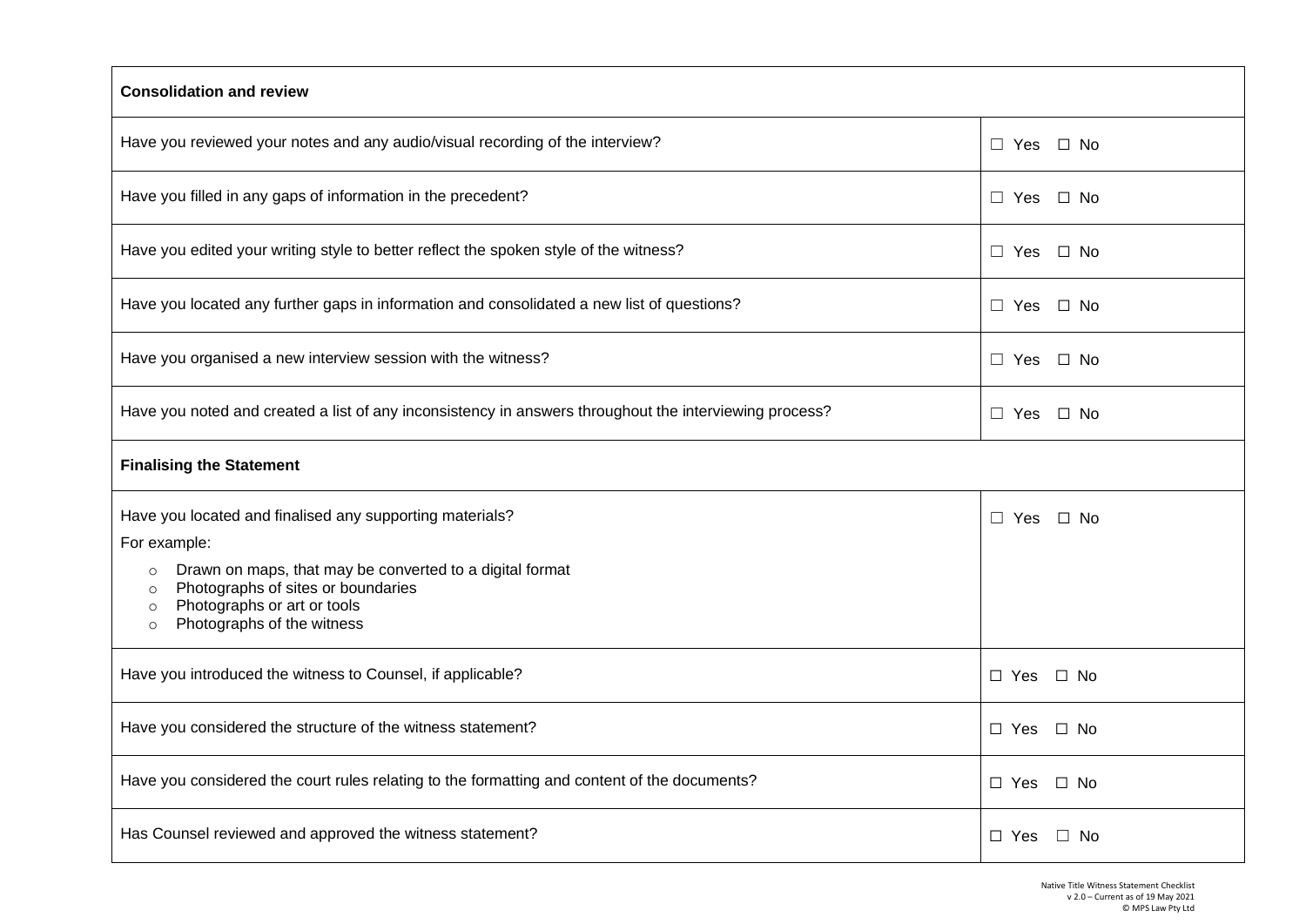| **Consolidation and review** | |
|---|---|
| Have you reviewed your notes and any audio/visual recording of the interview? | ☐ Yes ☐ No |
| Have you filled in any gaps of information in the precedent? | ☐ Yes ☐ No |
| Have you edited your writing style to better reflect the spoken style of the witness? | ☐ Yes ☐ No |
| Have you located any further gaps in information and consolidated a new list of questions? | ☐ Yes ☐ No |
| Have you organised a new interview session with the witness? | ☐ Yes ☐ No |
| Have you noted and created a list of any inconsistency in answers throughout the interviewing process? | ☐ Yes ☐ No |
| **Finalising the Statement** | |
| Have you located and finalised any supporting materials?<br>For example:<br>○ Drawn on maps, that may be converted to a digital format<br>○ Photographs of sites or boundaries<br>○ Photographs or art or tools<br>○ Photographs of the witness | ☐ Yes ☐ No |
| Have you introduced the witness to Counsel, if applicable? | ☐ Yes ☐ No |
| Have you considered the structure of the witness statement? | ☐ Yes ☐ No |
| Have you considered the court rules relating to the formatting and content of the documents? | ☐ Yes ☐ No |
| Has Counsel reviewed and approved the witness statement? | ☐ Yes ☐ No |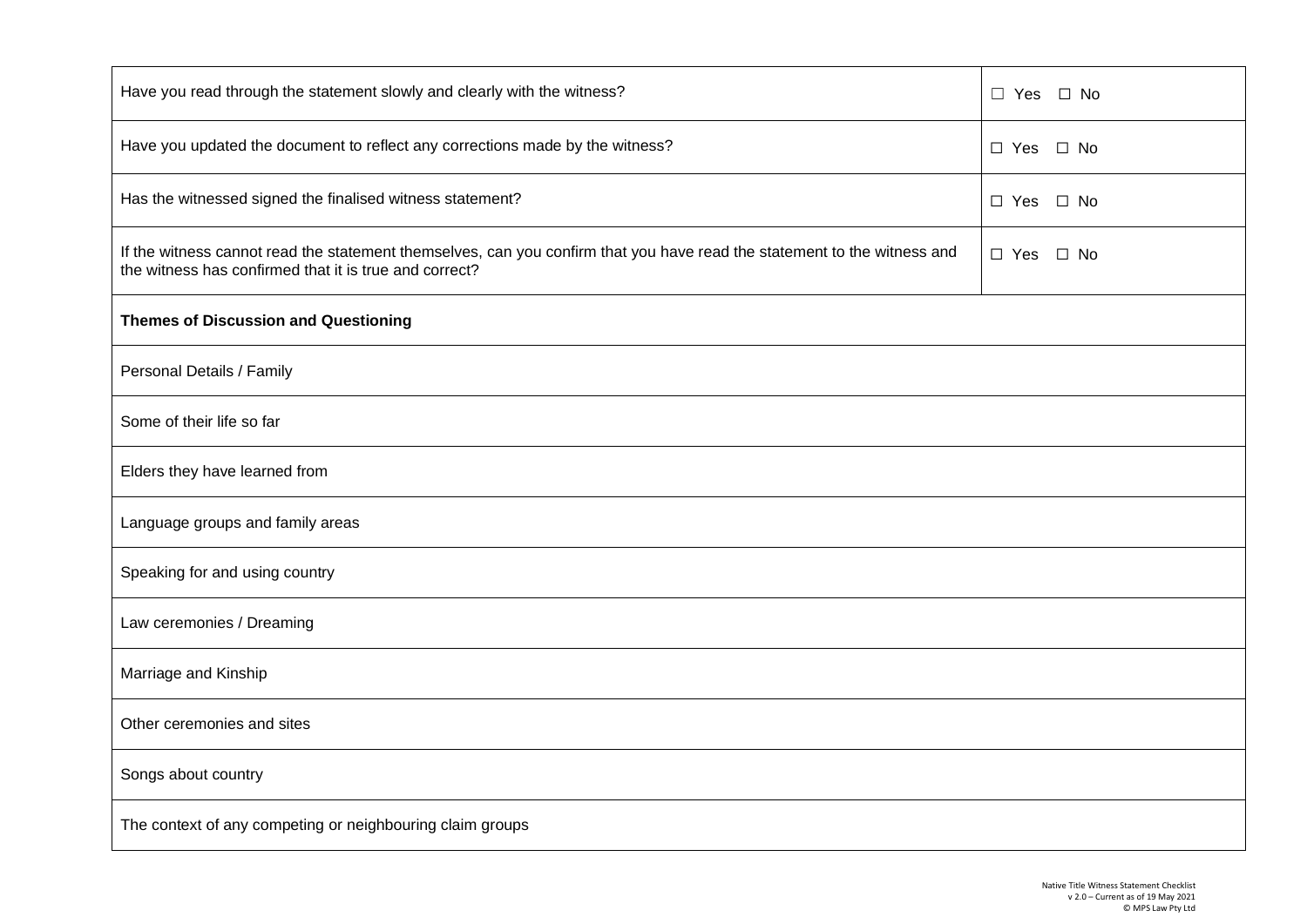| | |
|---|---|
| Have you read through the statement slowly and clearly with the witness? | ☐ Yes ☐ No |
| Have you updated the document to reflect any corrections made by the witness? | ☐ Yes ☐ No |
| Has the witnessed signed the finalised witness statement? | ☐ Yes ☐ No |
| If the witness cannot read the statement themselves, can you confirm that you have read the statement to the witness and the witness has confirmed that it is true and correct? | ☐ Yes ☐ No |
| **Themes of Discussion and Questioning** | |
| Personal Details / Family | |
| Some of their life so far | |
| Elders they have learned from | |
| Language groups and family areas | |
| Speaking for and using country | |
| Law ceremonies / Dreaming | |
| Marriage and Kinship | |
| Other ceremonies and sites | |
| Songs about country | |
| The context of any competing or neighbouring claim groups | |

Native Title Witness Statement Checklist
v 2.0 – Current as of 19 May 2021
© MPS Law Pty Ltd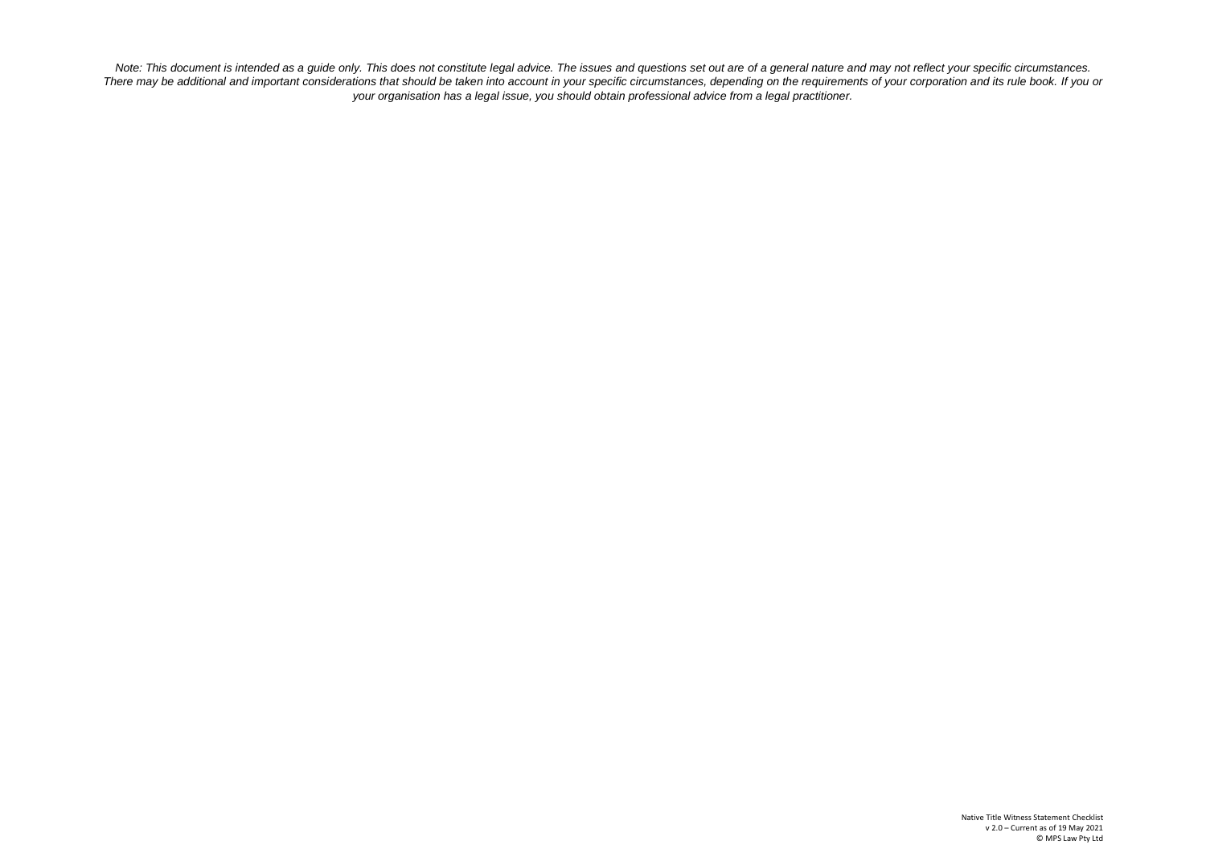*Note: This document is intended as a guide only. This does not constitute legal advice. The issues and questions set out are of a general nature and may not reflect your specific circumstances. There may be additional and important considerations that should be taken into account in your specific circumstances, depending on the requirements of your corporation and its rule book. If you or your organisation has a legal issue, you should obtain professional advice from a legal practitioner.*

Native Title Witness Statement Checklist
v 2.0 – Current as of 19 May 2021
© MPS Law Pty Ltd